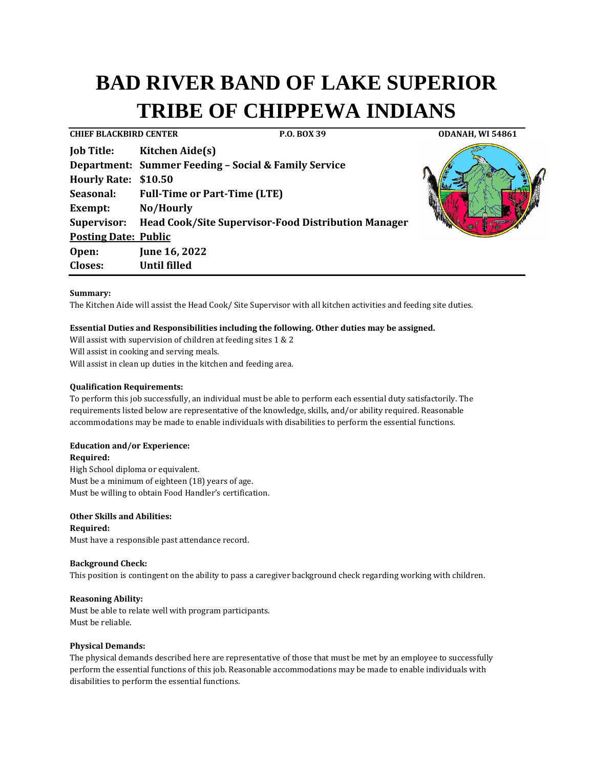# BAD RIVER BAND OF LAKE SUPERIOR TRIBE OF CHIPPEWA INDIANS

**CHIEF BLACKBIRD CENTER** **P.O. BOX 39** **ODANAH, WI 54861**

**Job Title:** **Kitchen Aide(s)**
**Department:** **Summer Feeding – Social & Family Service**
**Hourly Rate:** **$10.50**
**Seasonal:** **Full-Time or Part-Time (LTE)**
**Exempt:** **No/Hourly**
**Supervisor:** **Head Cook/Site Supervisor-Food Distribution Manager**
**Posting Date: Public**
**Open:** **June 16, 2022**
**Closes:** **Until filled**

**Summary:**
The Kitchen Aide will assist the Head Cook/ Site Supervisor with all kitchen activities and feeding site duties.

**Essential Duties and Responsibilities including the following. Other duties may be assigned.**
Will assist with supervision of children at feeding sites 1 & 2
Will assist in cooking and serving meals.
Will assist in clean up duties in the kitchen and feeding area.

**Qualification Requirements:**
To perform this job successfully, an individual must be able to perform each essential duty satisfactorily. The requirements listed below are representative of the knowledge, skills, and/or ability required. Reasonable accommodations may be made to enable individuals with disabilities to perform the essential functions.

**Education and/or Experience:**
**Required:**
High School diploma or equivalent.
Must be a minimum of eighteen (18) years of age.
Must be willing to obtain Food Handler's certification.

**Other Skills and Abilities:**
**Required:**
Must have a responsible past attendance record.

**Background Check:**
This position is contingent on the ability to pass a caregiver background check regarding working with children.

**Reasoning Ability:**
Must be able to relate well with program participants.
Must be reliable.

**Physical Demands:**
The physical demands described here are representative of those that must be met by an employee to successfully perform the essential functions of this job. Reasonable accommodations may be made to enable individuals with disabilities to perform the essential functions.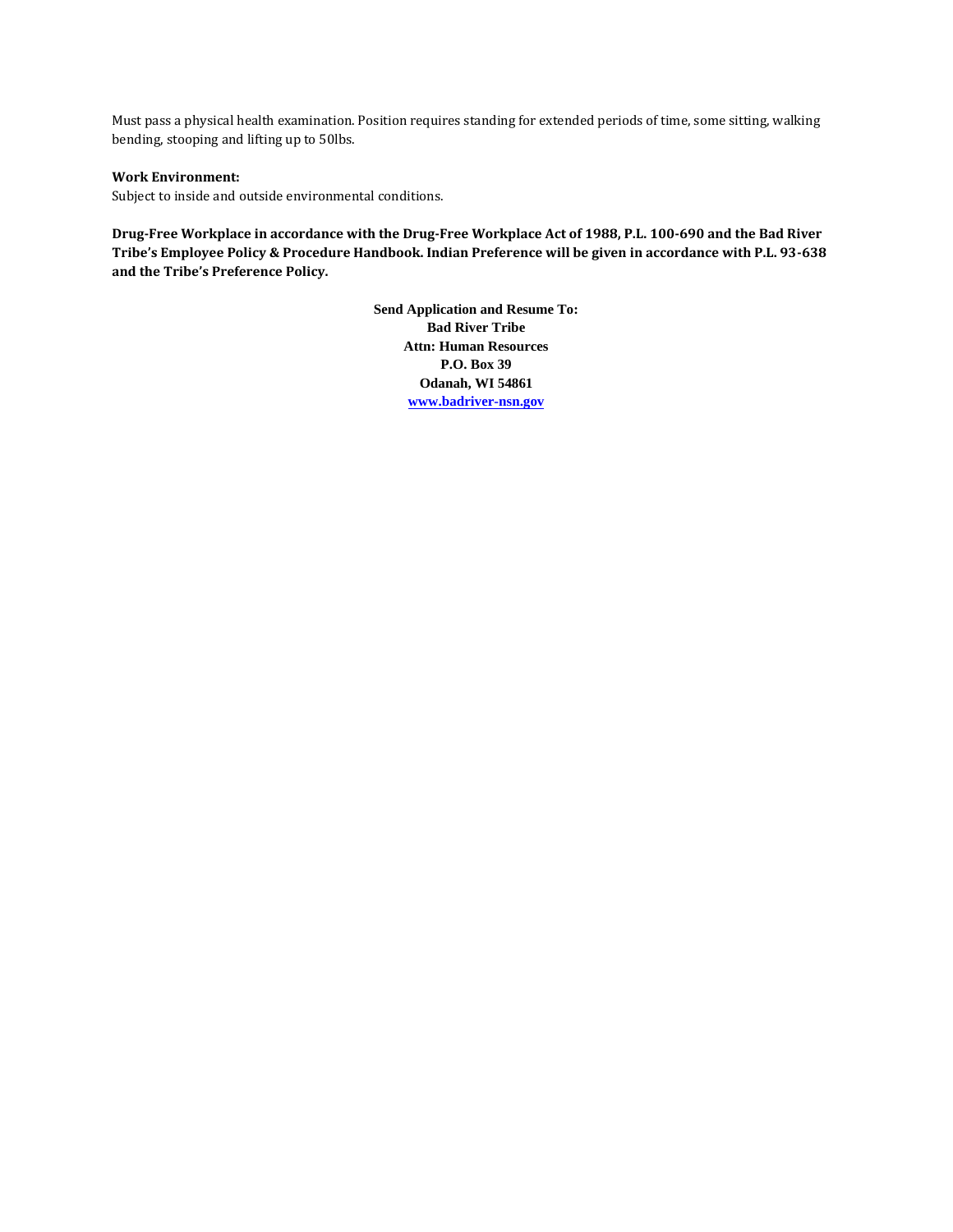Must pass a physical health examination. Position requires standing for extended periods of time, some sitting, walking bending, stooping and lifting up to 50lbs.

**Work Environment:**
Subject to inside and outside environmental conditions.

**Drug-Free Workplace in accordance with the Drug-Free Workplace Act of 1988, P.L. 100-690 and the Bad River Tribe's Employee Policy & Procedure Handbook. Indian Preference will be given in accordance with P.L. 93-638 and the Tribe's Preference Policy.**

**Send Application and Resume To:**
**Bad River Tribe**
**Attn: Human Resources**
**P.O. Box 39**
**Odanah, WI 54861**
**www.badriver-nsn.gov**